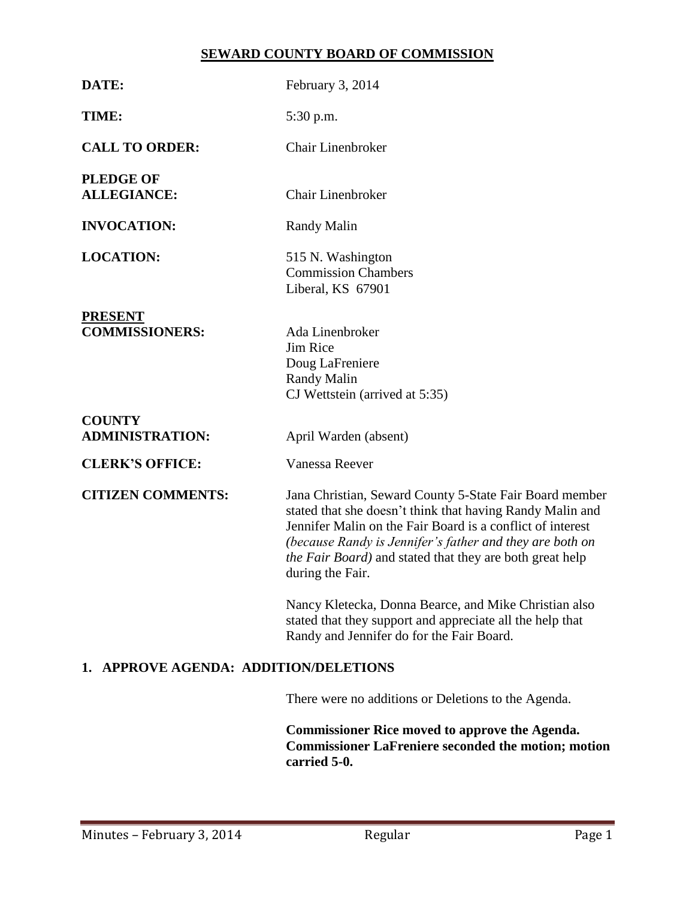# SEWARD COUNTY BOARD OF COMMISSION

**DATE:** February 3, 2014

**TIME:** 5:30 p.m.

**CALL TO ORDER:** Chair Linenbroker

**PLEDGE OF ALLEGIANCE:** Chair Linenbroker

**INVOCATION:** Randy Malin

**LOCATION:** 515 N. Washington
Commission Chambers
Liberal, KS 67901

**PRESENT COMMISSIONERS:** Ada Linenbroker
Jim Rice
Doug LaFreniere
Randy Malin
CJ Wettstein (arrived at 5:35)

**COUNTY ADMINISTRATION:** April Warden (absent)

**CLERK'S OFFICE:** Vanessa Reever

**CITIZEN COMMENTS:** Jana Christian, Seward County 5-State Fair Board member stated that she doesn't think that having Randy Malin and Jennifer Malin on the Fair Board is a conflict of interest *(because Randy is Jennifer's father and they are both on the Fair Board)* and stated that they are both great help during the Fair.

Nancy Kletecka, Donna Bearce, and Mike Christian also stated that they support and appreciate all the help that Randy and Jennifer do for the Fair Board.

## 1. APPROVE AGENDA: ADDITION/DELETIONS

There were no additions or Deletions to the Agenda.

**Commissioner Rice moved to approve the Agenda. Commissioner LaFreniere seconded the motion; motion carried 5-0.**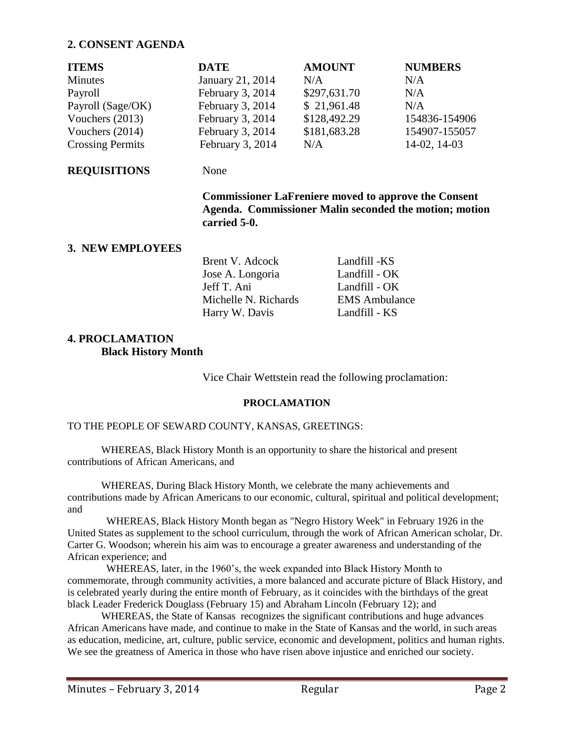## 2. CONSENT AGENDA

| ITEMS | DATE | AMOUNT | NUMBERS |
| --- | --- | --- | --- |
| Minutes | January 21, 2014 | N/A | N/A |
| Payroll | February 3, 2014 | $297,631.70 | N/A |
| Payroll (Sage/OK) | February 3, 2014 | $ 21,961.48 | N/A |
| Vouchers (2013) | February 3, 2014 | $128,492.29 | 154836-154906 |
| Vouchers (2014) | February 3, 2014 | $181,683.28 | 154907-155057 |
| Crossing Permits | February 3, 2014 | N/A | 14-02, 14-03 |

**REQUISITIONS** None

**Commissioner LaFreniere moved to approve the Consent Agenda. Commissioner Malin seconded the motion; motion carried 5-0.**

## 3. NEW EMPLOYEES

| | |
| --- | --- |
| Brent V. Adcock | Landfill -KS |
| Jose A. Longoria | Landfill - OK |
| Jeff T. Ani | Landfill - OK |
| Michelle N. Richards | EMS Ambulance |
| Harry W. Davis | Landfill - KS |

## 4. PROCLAMATION

**Black History Month**

Vice Chair Wettstein read the following proclamation:

**PROCLAMATION**

TO THE PEOPLE OF SEWARD COUNTY, KANSAS, GREETINGS:

WHEREAS, Black History Month is an opportunity to share the historical and present contributions of African Americans, and

WHEREAS, During Black History Month, we celebrate the many achievements and contributions made by African Americans to our economic, cultural, spiritual and political development; and

WHEREAS, Black History Month began as "Negro History Week" in February 1926 in the United States as supplement to the school curriculum, through the work of African American scholar, Dr. Carter G. Woodson; wherein his aim was to encourage a greater awareness and understanding of the African experience; and

WHEREAS, later, in the 1960's, the week expanded into Black History Month to commemorate, through community activities, a more balanced and accurate picture of Black History, and is celebrated yearly during the entire month of February, as it coincides with the birthdays of the great black Leader Frederick Douglass (February 15) and Abraham Lincoln (February 12); and

WHEREAS, the State of Kansas recognizes the significant contributions and huge advances African Americans have made, and continue to make in the State of Kansas and the world, in such areas as education, medicine, art, culture, public service, economic and development, politics and human rights. We see the greatness of America in those who have risen above injustice and enriched our society.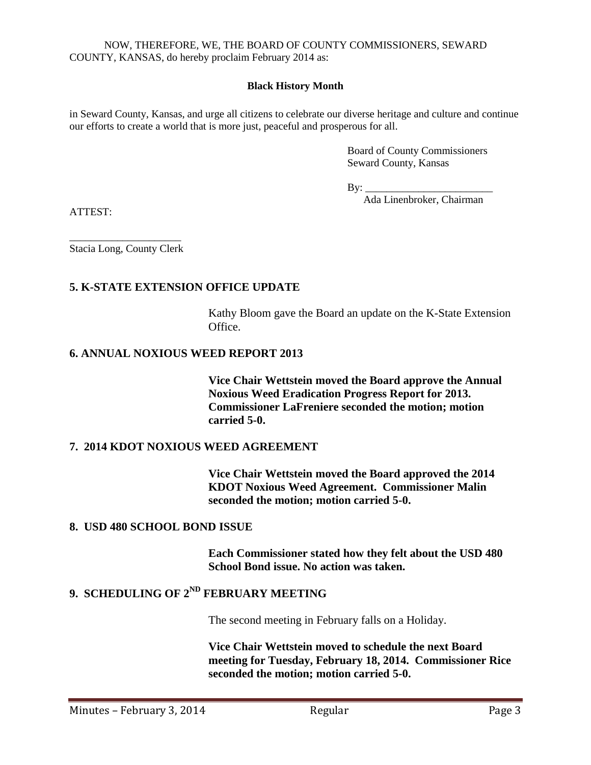NOW, THEREFORE, WE, THE BOARD OF COUNTY COMMISSIONERS, SEWARD COUNTY, KANSAS, do hereby proclaim February 2014 as:

**Black History Month**

in Seward County, Kansas, and urge all citizens to celebrate our diverse heritage and culture and continue our efforts to create a world that is more just, peaceful and prosperous for all.

Board of County Commissioners
Seward County, Kansas

By: ________________________
Ada Linenbroker, Chairman

ATTEST:

____________________
Stacia Long, County Clerk

## 5. K-STATE EXTENSION OFFICE UPDATE

Kathy Bloom gave the Board an update on the K-State Extension Office.

## 6. ANNUAL NOXIOUS WEED REPORT 2013

**Vice Chair Wettstein moved the Board approve the Annual Noxious Weed Eradication Progress Report for 2013. Commissioner LaFreniere seconded the motion; motion carried 5-0.**

## 7. 2014 KDOT NOXIOUS WEED AGREEMENT

**Vice Chair Wettstein moved the Board approved the 2014 KDOT Noxious Weed Agreement. Commissioner Malin seconded the motion; motion carried 5-0.**

## 8. USD 480 SCHOOL BOND ISSUE

**Each Commissioner stated how they felt about the USD 480 School Bond issue. No action was taken.**

## 9. SCHEDULING OF 2ND FEBRUARY MEETING

The second meeting in February falls on a Holiday.

**Vice Chair Wettstein moved to schedule the next Board meeting for Tuesday, February 18, 2014. Commissioner Rice seconded the motion; motion carried 5-0.**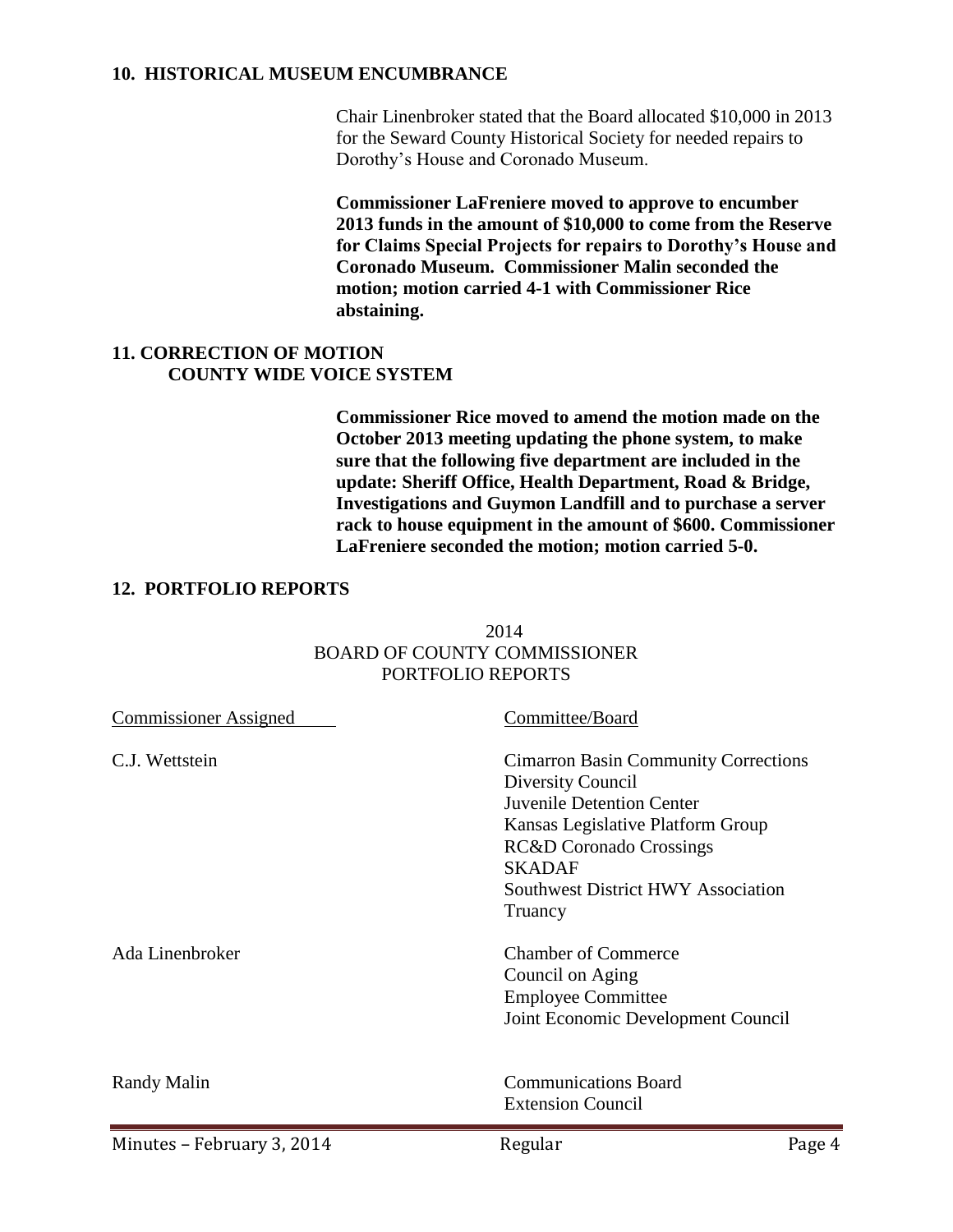## 10. HISTORICAL MUSEUM ENCUMBRANCE

Chair Linenbroker stated that the Board allocated $10,000 in 2013 for the Seward County Historical Society for needed repairs to Dorothy's House and Coronado Museum.

**Commissioner LaFreniere moved to approve to encumber 2013 funds in the amount of $10,000 to come from the Reserve for Claims Special Projects for repairs to Dorothy's House and Coronado Museum. Commissioner Malin seconded the motion; motion carried 4-1 with Commissioner Rice abstaining.**

## 11. CORRECTION OF MOTION COUNTY WIDE VOICE SYSTEM

**Commissioner Rice moved to amend the motion made on the October 2013 meeting updating the phone system, to make sure that the following five department are included in the update: Sheriff Office, Health Department, Road & Bridge, Investigations and Guymon Landfill and to purchase a server rack to house equipment in the amount of $600. Commissioner LaFreniere seconded the motion; motion carried 5-0.**

## 12. PORTFOLIO REPORTS

2014
BOARD OF COUNTY COMMISSIONER
PORTFOLIO REPORTS

| Commissioner Assigned | Committee/Board |
|---|---|
| C.J. Wettstein | Cimarron Basin Community Corrections<br>Diversity Council<br>Juvenile Detention Center<br>Kansas Legislative Platform Group<br>RC&D Coronado Crossings<br>SKADAF<br>Southwest District HWY Association<br>Truancy |
| Ada Linenbroker | Chamber of Commerce<br>Council on Aging<br>Employee Committee<br>Joint Economic Development Council |
| Randy Malin | Communications Board<br>Extension Council |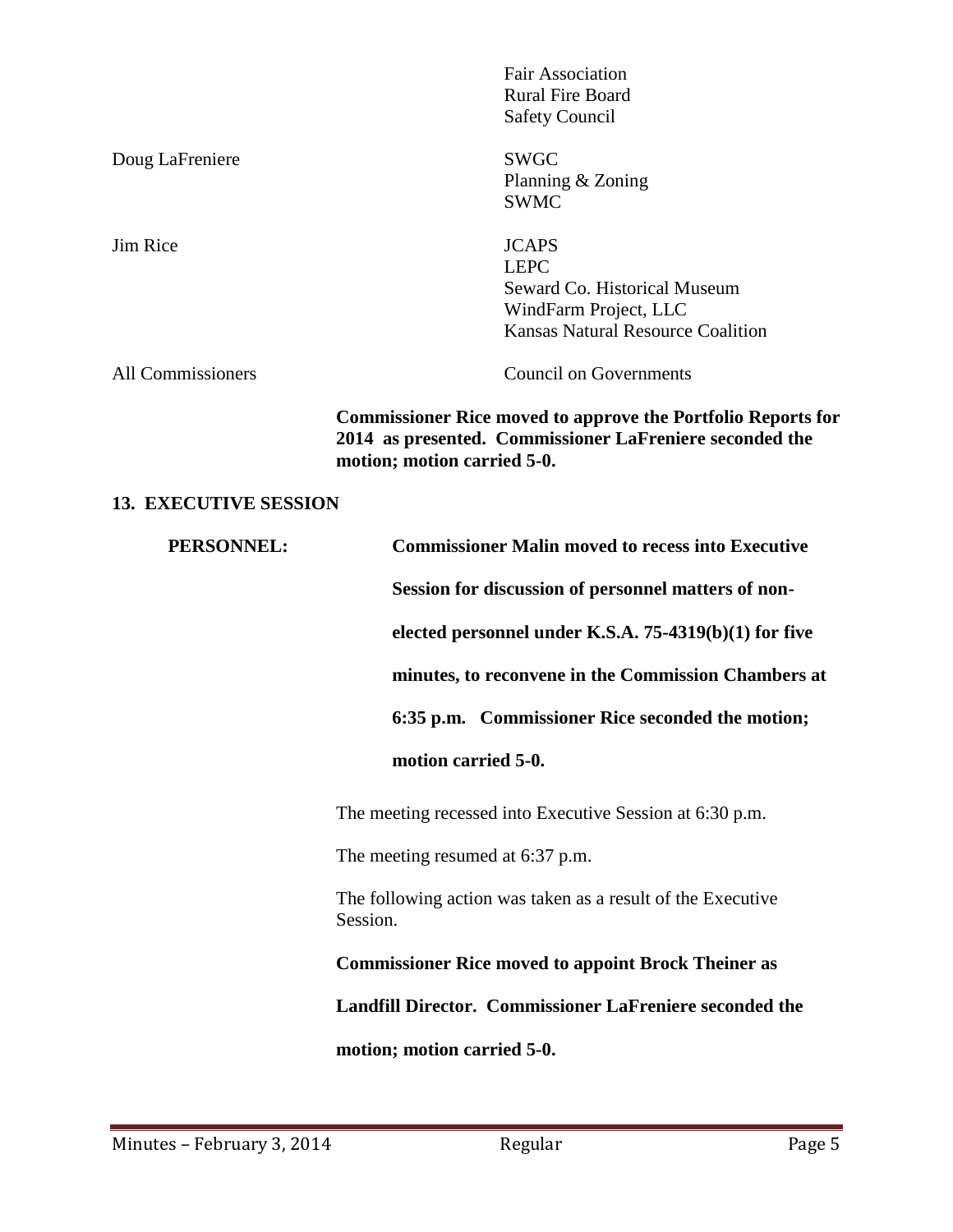| | |
|---|---|
| | Fair Association<br>Rural Fire Board<br>Safety Council |
| Doug LaFreniere | SWGC<br>Planning & Zoning<br>SWMC |
| Jim Rice | JCAPS<br>LEPC<br>Seward Co. Historical Museum<br>WindFarm Project, LLC<br>Kansas Natural Resource Coalition |
| All Commissioners | Council on Governments |

**Commissioner Rice moved to approve the Portfolio Reports for 2014 as presented. Commissioner LaFreniere seconded the motion; motion carried 5-0.**

**13. EXECUTIVE SESSION**

**PERSONNEL:** **Commissioner Malin moved to recess into Executive Session for discussion of personnel matters of non-elected personnel under K.S.A. 75-4319(b)(1) for five minutes, to reconvene in the Commission Chambers at 6:35 p.m. Commissioner Rice seconded the motion; motion carried 5-0.**

The meeting recessed into Executive Session at 6:30 p.m.

The meeting resumed at 6:37 p.m.

The following action was taken as a result of the Executive Session.

**Commissioner Rice moved to appoint Brock Theiner as Landfill Director. Commissioner LaFreniere seconded the motion; motion carried 5-0.**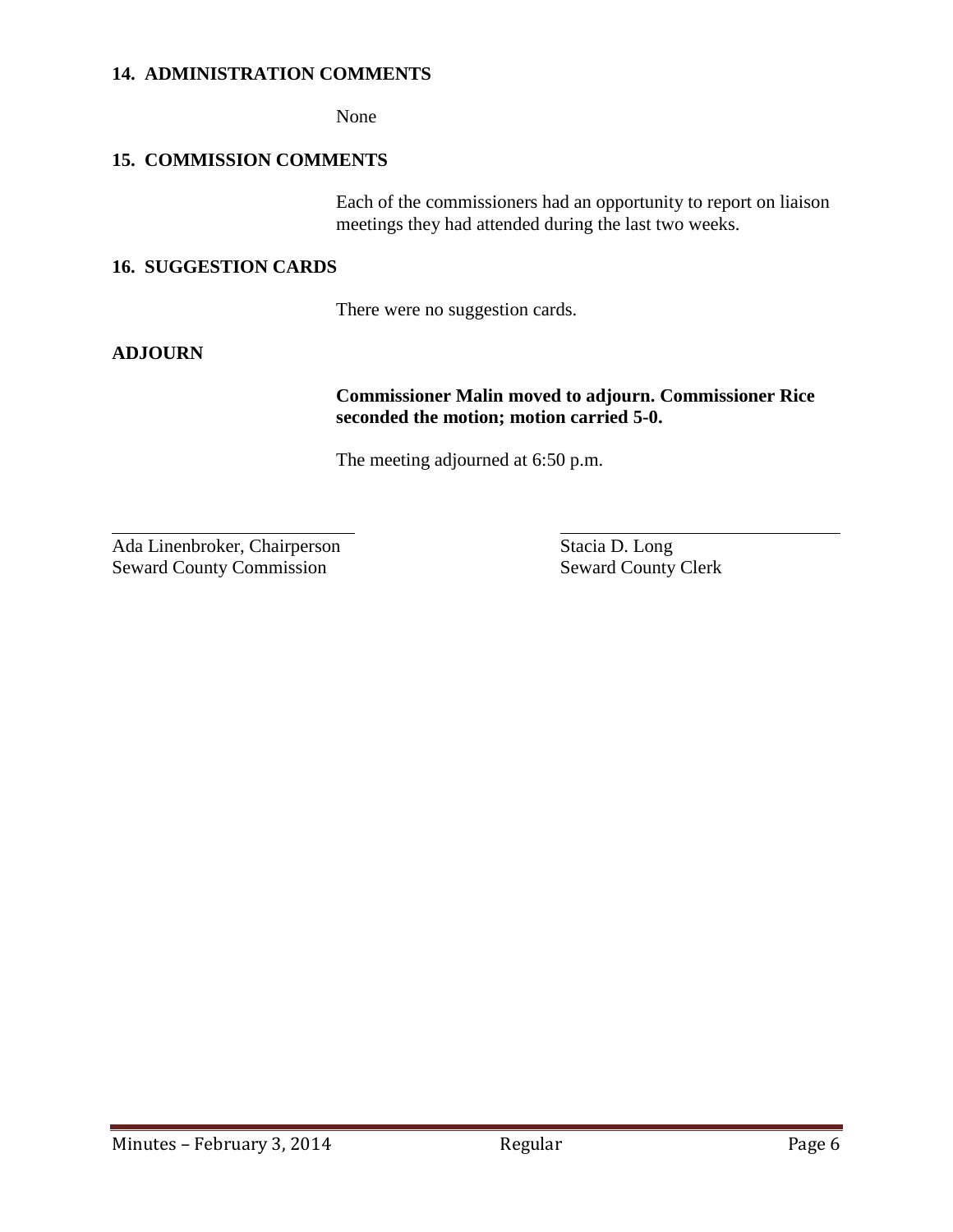### 14. ADMINISTRATION COMMENTS

None

### 15. COMMISSION COMMENTS

Each of the commissioners had an opportunity to report on liaison meetings they had attended during the last two weeks.

### 16. SUGGESTION CARDS

There were no suggestion cards.

### ADJOURN

**Commissioner Malin moved to adjourn. Commissioner Rice seconded the motion; motion carried 5-0.**

The meeting adjourned at 6:50 p.m.

| | |
|---|---|
| \_\_\_\_\_\_\_\_\_\_\_\_\_\_\_\_\_\_\_\_\_\_\_\_\_\_\_\_ | \_\_\_\_\_\_\_\_\_\_\_\_\_\_\_\_\_\_\_\_\_\_\_\_\_\_\_\_ |
| Ada Linenbroker, Chairperson | Stacia D. Long |
| Seward County Commission | Seward County Clerk |